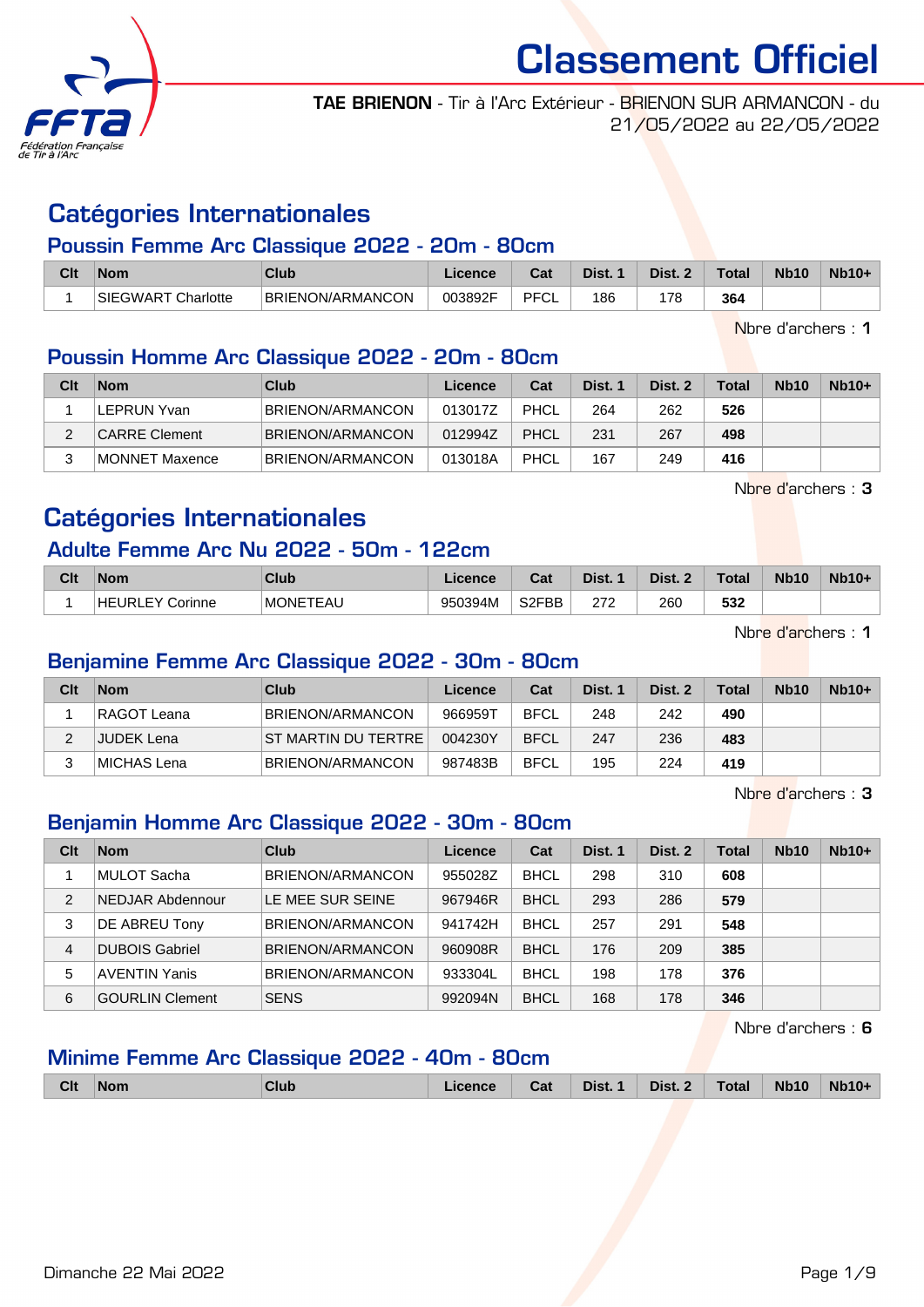# Classement Officiel

**TAE BRIENON** - Tir à l'Arc Extérieur - BRIENON SUR ARMANCON - du 21/05/2022 au 22/05/2022

## Catégories Internationales

### Poussin Femme Arc Classique 2022 - 20m - 80cm

| Clt | Nom | Club | Licence | Cat | Dist. 1 | Dist. 2 | Total | Nb10 | Nb10+ |
|---|---|---|---|---|---|---|---|---|---|
| 1 | SIEGWART Charlotte | BRIENON/ARMANCON | 003892F | PFCL | 186 | 178 | **364** | | |

Nbre d'archers : **1**

### Poussin Homme Arc Classique 2022 - 20m - 80cm

| Clt | Nom | Club | Licence | Cat | Dist. 1 | Dist. 2 | Total | Nb10 | Nb10+ |
|---|---|---|---|---|---|---|---|---|---|
| 1 | LEPRUN Yvan | BRIENON/ARMANCON | 013017Z | PHCL | 264 | 262 | **526** | | |
| 2 | CARRE Clement | BRIENON/ARMANCON | 012994Z | PHCL | 231 | 267 | **498** | | |
| 3 | MONNET Maxence | BRIENON/ARMANCON | 013018A | PHCL | 167 | 249 | **416** | | |

Nbre d'archers : **3**

## Catégories Internationales

### Adulte Femme Arc Nu 2022 - 50m - 122cm

| Clt | Nom | Club | Licence | Cat | Dist. 1 | Dist. 2 | Total | Nb10 | Nb10+ |
|---|---|---|---|---|---|---|---|---|---|
| 1 | HEURLEY Corinne | MONETEAU | 950394M | S2FBB | 272 | 260 | **532** | | |

Nbre d'archers : **1**

### Benjamine Femme Arc Classique 2022 - 30m - 80cm

| Clt | Nom | Club | Licence | Cat | Dist. 1 | Dist. 2 | Total | Nb10 | Nb10+ |
|---|---|---|---|---|---|---|---|---|---|
| 1 | RAGOT Leana | BRIENON/ARMANCON | 966959T | BFCL | 248 | 242 | **490** | | |
| 2 | JUDEK Lena | ST MARTIN DU TERTRE | 004230Y | BFCL | 247 | 236 | **483** | | |
| 3 | MICHAS Lena | BRIENON/ARMANCON | 987483B | BFCL | 195 | 224 | **419** | | |

Nbre d'archers : **3**

### Benjamin Homme Arc Classique 2022 - 30m - 80cm

| Clt | Nom | Club | Licence | Cat | Dist. 1 | Dist. 2 | Total | Nb10 | Nb10+ |
|---|---|---|---|---|---|---|---|---|---|
| 1 | MULOT Sacha | BRIENON/ARMANCON | 955028Z | BHCL | 298 | 310 | **608** | | |
| 2 | NEDJAR Abdennour | LE MEE SUR SEINE | 967946R | BHCL | 293 | 286 | **579** | | |
| 3 | DE ABREU Tony | BRIENON/ARMANCON | 941742H | BHCL | 257 | 291 | **548** | | |
| 4 | DUBOIS Gabriel | BRIENON/ARMANCON | 960908R | BHCL | 176 | 209 | **385** | | |
| 5 | AVENTIN Yanis | BRIENON/ARMANCON | 933304L | BHCL | 198 | 178 | **376** | | |
| 6 | GOURLIN Clement | SENS | 992094N | BHCL | 168 | 178 | **346** | | |

Nbre d'archers : **6**

### Minime Femme Arc Classique 2022 - 40m - 80cm

| Clt | Nom | Club | Licence | Cat | Dist. 1 | Dist. 2 | Total | Nb10 | Nb10+ |
|---|---|---|---|---|---|---|---|---|---|

Dimanche 22 Mai 2022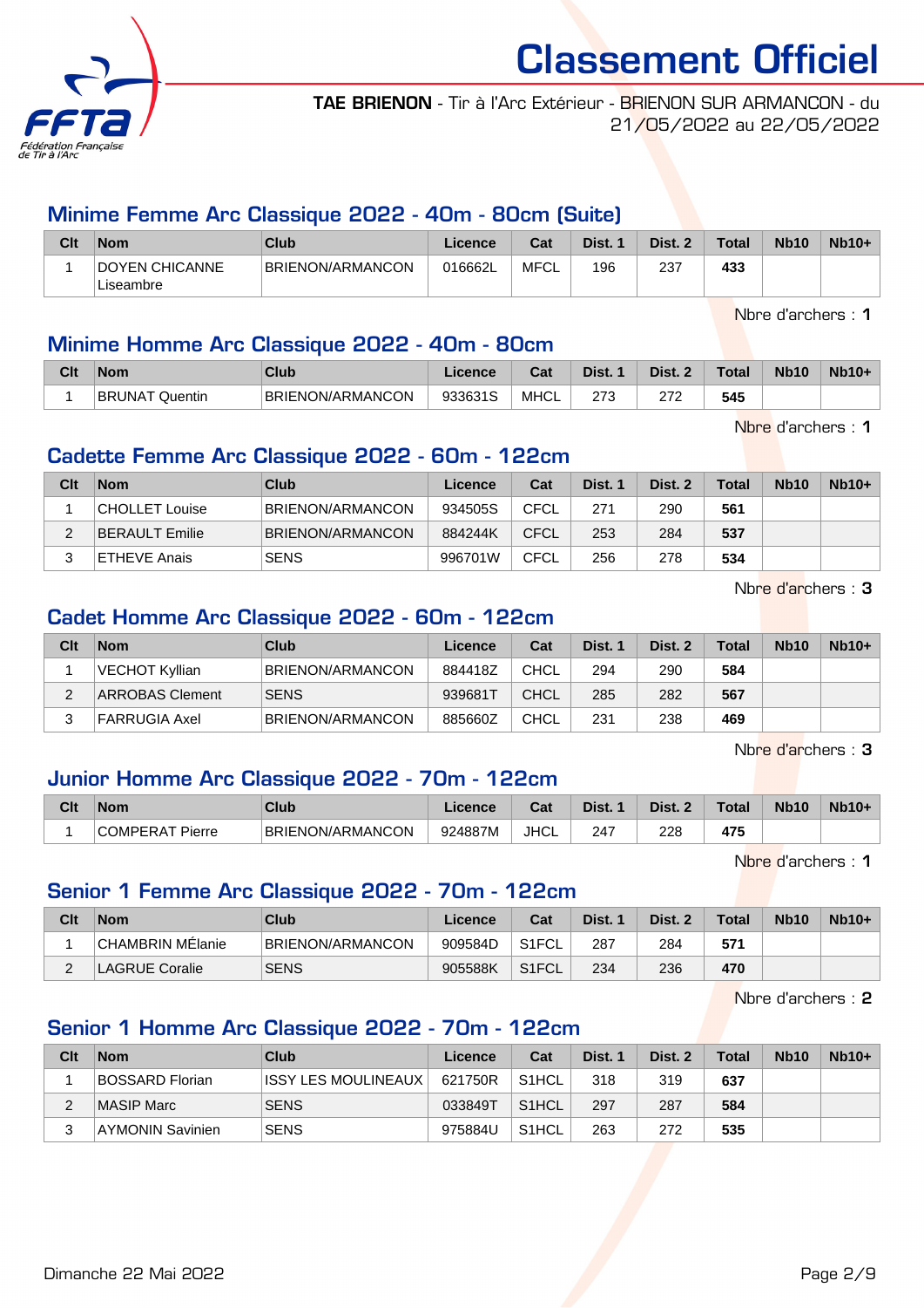# Classement Officiel

**TAE BRIENON** - Tir à l'Arc Extérieur - BRIENON SUR ARMANCON - du 21/05/2022 au 22/05/2022

## Minime Femme Arc Classique 2022 - 40m - 80cm (Suite)

| Clt | Nom | Club | Licence | Cat | Dist. 1 | Dist. 2 | Total | Nb10 | Nb10+ |
|---|---|---|---|---|---|---|---|---|---|
| 1 | DOYEN CHICANNE Liseambre | BRIENON/ARMANCON | 016662L | MFCL | 196 | 237 | **433** | | |

Nbre d'archers : **1**

## Minime Homme Arc Classique 2022 - 40m - 80cm

| Clt | Nom | Club | Licence | Cat | Dist. 1 | Dist. 2 | Total | Nb10 | Nb10+ |
|---|---|---|---|---|---|---|---|---|---|
| 1 | BRUNAT Quentin | BRIENON/ARMANCON | 933631S | MHCL | 273 | 272 | **545** | | |

Nbre d'archers : **1**

## Cadette Femme Arc Classique 2022 - 60m - 122cm

| Clt | Nom | Club | Licence | Cat | Dist. 1 | Dist. 2 | Total | Nb10 | Nb10+ |
|---|---|---|---|---|---|---|---|---|---|
| 1 | CHOLLET Louise | BRIENON/ARMANCON | 934505S | CFCL | 271 | 290 | **561** | | |
| 2 | BERAULT Emilie | BRIENON/ARMANCON | 884244K | CFCL | 253 | 284 | **537** | | |
| 3 | ETHEVE Anais | SENS | 996701W | CFCL | 256 | 278 | **534** | | |

Nbre d'archers : **3**

## Cadet Homme Arc Classique 2022 - 60m - 122cm

| Clt | Nom | Club | Licence | Cat | Dist. 1 | Dist. 2 | Total | Nb10 | Nb10+ |
|---|---|---|---|---|---|---|---|---|---|
| 1 | VECHOT Kyllian | BRIENON/ARMANCON | 884418Z | CHCL | 294 | 290 | **584** | | |
| 2 | ARROBAS Clement | SENS | 939681T | CHCL | 285 | 282 | **567** | | |
| 3 | FARRUGIA Axel | BRIENON/ARMANCON | 885660Z | CHCL | 231 | 238 | **469** | | |

Nbre d'archers : **3**

## Junior Homme Arc Classique 2022 - 70m - 122cm

| Clt | Nom | Club | Licence | Cat | Dist. 1 | Dist. 2 | Total | Nb10 | Nb10+ |
|---|---|---|---|---|---|---|---|---|---|
| 1 | COMPERAT Pierre | BRIENON/ARMANCON | 924887M | JHCL | 247 | 228 | **475** | | |

Nbre d'archers : **1**

## Senior 1 Femme Arc Classique 2022 - 70m - 122cm

| Clt | Nom | Club | Licence | Cat | Dist. 1 | Dist. 2 | Total | Nb10 | Nb10+ |
|---|---|---|---|---|---|---|---|---|---|
| 1 | CHAMBRIN MÉlanie | BRIENON/ARMANCON | 909584D | S1FCL | 287 | 284 | **571** | | |
| 2 | LAGRUE Coralie | SENS | 905588K | S1FCL | 234 | 236 | **470** | | |

Nbre d'archers : **2**

## Senior 1 Homme Arc Classique 2022 - 70m - 122cm

| Clt | Nom | Club | Licence | Cat | Dist. 1 | Dist. 2 | Total | Nb10 | Nb10+ |
|---|---|---|---|---|---|---|---|---|---|
| 1 | BOSSARD Florian | ISSY LES MOULINEAUX | 621750R | S1HCL | 318 | 319 | **637** | | |
| 2 | MASIP Marc | SENS | 033849T | S1HCL | 297 | 287 | **584** | | |
| 3 | AYMONIN Savinien | SENS | 975884U | S1HCL | 263 | 272 | **535** | | |

Dimanche 22 Mai 2022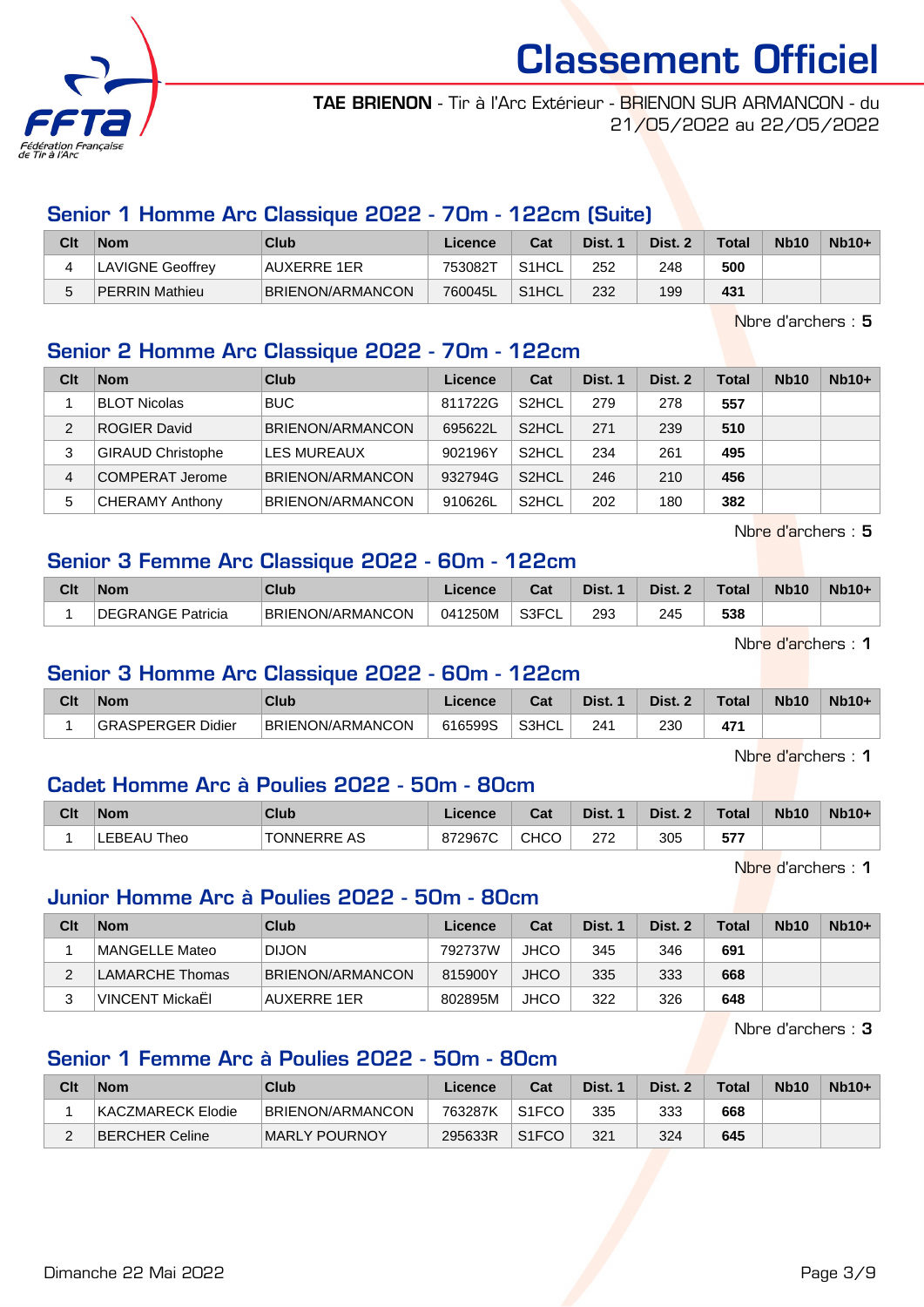# Classement Officiel

**TAE BRIENON** - Tir à l'Arc Extérieur - BRIENON SUR ARMANCON - du 21/05/2022 au 22/05/2022

## Senior 1 Homme Arc Classique 2022 - 70m - 122cm (Suite)

| Clt | Nom | Club | Licence | Cat | Dist. 1 | Dist. 2 | Total | Nb10 | Nb10+ |
|---|---|---|---|---|---|---|---|---|---|
| 4 | LAVIGNE Geoffrey | AUXERRE 1ER | 753082T | S1HCL | 252 | 248 | **500** | | |
| 5 | PERRIN Mathieu | BRIENON/ARMANCON | 760045L | S1HCL | 232 | 199 | **431** | | |

Nbre d'archers : **5**

## Senior 2 Homme Arc Classique 2022 - 70m - 122cm

| Clt | Nom | Club | Licence | Cat | Dist. 1 | Dist. 2 | Total | Nb10 | Nb10+ |
|---|---|---|---|---|---|---|---|---|---|
| 1 | BLOT Nicolas | BUC | 811722G | S2HCL | 279 | 278 | **557** | | |
| 2 | ROGIER David | BRIENON/ARMANCON | 695622L | S2HCL | 271 | 239 | **510** | | |
| 3 | GIRAUD Christophe | LES MUREAUX | 902196Y | S2HCL | 234 | 261 | **495** | | |
| 4 | COMPERAT Jerome | BRIENON/ARMANCON | 932794G | S2HCL | 246 | 210 | **456** | | |
| 5 | CHERAMY Anthony | BRIENON/ARMANCON | 910626L | S2HCL | 202 | 180 | **382** | | |

Nbre d'archers : **5**

## Senior 3 Femme Arc Classique 2022 - 60m - 122cm

| Clt | Nom | Club | Licence | Cat | Dist. 1 | Dist. 2 | Total | Nb10 | Nb10+ |
|---|---|---|---|---|---|---|---|---|---|
| 1 | DEGRANGE Patricia | BRIENON/ARMANCON | 041250M | S3FCL | 293 | 245 | **538** | | |

Nbre d'archers : **1**

## Senior 3 Homme Arc Classique 2022 - 60m - 122cm

| Clt | Nom | Club | Licence | Cat | Dist. 1 | Dist. 2 | Total | Nb10 | Nb10+ |
|---|---|---|---|---|---|---|---|---|---|
| 1 | GRASPERGER Didier | BRIENON/ARMANCON | 616599S | S3HCL | 241 | 230 | **471** | | |

Nbre d'archers : **1**

## Cadet Homme Arc à Poulies 2022 - 50m - 80cm

| Clt | Nom | Club | Licence | Cat | Dist. 1 | Dist. 2 | Total | Nb10 | Nb10+ |
|---|---|---|---|---|---|---|---|---|---|
| 1 | LEBEAU Theo | TONNERRE AS | 872967C | CHCO | 272 | 305 | **577** | | |

Nbre d'archers : **1**

## Junior Homme Arc à Poulies 2022 - 50m - 80cm

| Clt | Nom | Club | Licence | Cat | Dist. 1 | Dist. 2 | Total | Nb10 | Nb10+ |
|---|---|---|---|---|---|---|---|---|---|
| 1 | MANGELLE Mateo | DIJON | 792737W | JHCO | 345 | 346 | **691** | | |
| 2 | LAMARCHE Thomas | BRIENON/ARMANCON | 815900Y | JHCO | 335 | 333 | **668** | | |
| 3 | VINCENT MickaËl | AUXERRE 1ER | 802895M | JHCO | 322 | 326 | **648** | | |

Nbre d'archers : **3**

## Senior 1 Femme Arc à Poulies 2022 - 50m - 80cm

| Clt | Nom | Club | Licence | Cat | Dist. 1 | Dist. 2 | Total | Nb10 | Nb10+ |
|---|---|---|---|---|---|---|---|---|---|
| 1 | KACZMARECK Elodie | BRIENON/ARMANCON | 763287K | S1FCO | 335 | 333 | **668** | | |
| 2 | BERCHER Celine | MARLY POURNOY | 295633R | S1FCO | 321 | 324 | **645** | | |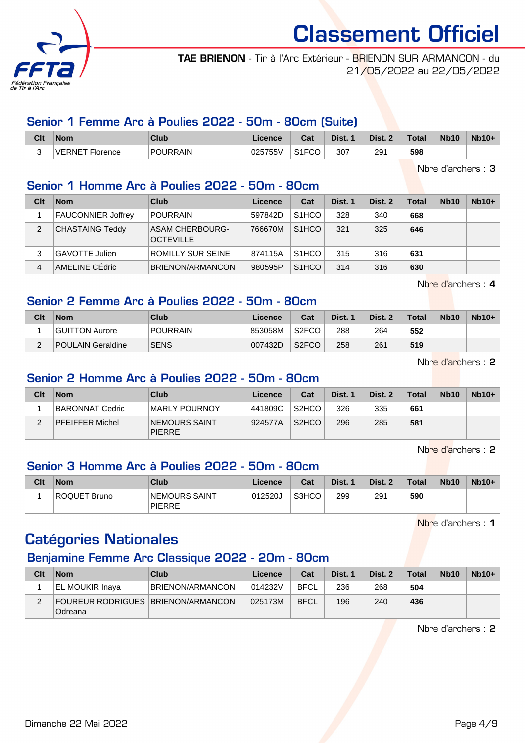# Classement Officiel

**TAE BRIENON** - Tir à l'Arc Extérieur - BRIENON SUR ARMANCON - du 21/05/2022 au 22/05/2022

## Senior 1 Femme Arc à Poulies 2022 - 50m - 80cm (Suite)

| Clt | Nom | Club | Licence | Cat | Dist. 1 | Dist. 2 | Total | Nb10 | Nb10+ |
|---|---|---|---|---|---|---|---|---|---|
| 3 | VERNET Florence | POURRAIN | 025755V | S1FCO | 307 | 291 | **598** | | |

Nbre d'archers : **3**

## Senior 1 Homme Arc à Poulies 2022 - 50m - 80cm

| Clt | Nom | Club | Licence | Cat | Dist. 1 | Dist. 2 | Total | Nb10 | Nb10+ |
|---|---|---|---|---|---|---|---|---|---|
| 1 | FAUCONNIER Joffrey | POURRAIN | 597842D | S1HCO | 328 | 340 | **668** | | |
| 2 | CHASTAING Teddy | ASAM CHERBOURG-OCTEVILLE | 766670M | S1HCO | 321 | 325 | **646** | | |
| 3 | GAVOTTE Julien | ROMILLY SUR SEINE | 874115A | S1HCO | 315 | 316 | **631** | | |
| 4 | AMELINE CÉdric | BRIENON/ARMANCON | 980595P | S1HCO | 314 | 316 | **630** | | |

Nbre d'archers : **4**

## Senior 2 Femme Arc à Poulies 2022 - 50m - 80cm

| Clt | Nom | Club | Licence | Cat | Dist. 1 | Dist. 2 | Total | Nb10 | Nb10+ |
|---|---|---|---|---|---|---|---|---|---|
| 1 | GUITTON Aurore | POURRAIN | 853058M | S2FCO | 288 | 264 | **552** | | |
| 2 | POULAIN Geraldine | SENS | 007432D | S2FCO | 258 | 261 | **519** | | |

Nbre d'archers : **2**

## Senior 2 Homme Arc à Poulies 2022 - 50m - 80cm

| Clt | Nom | Club | Licence | Cat | Dist. 1 | Dist. 2 | Total | Nb10 | Nb10+ |
|---|---|---|---|---|---|---|---|---|---|
| 1 | BARONNAT Cedric | MARLY POURNOY | 441809C | S2HCO | 326 | 335 | **661** | | |
| 2 | PFEIFFER Michel | NEMOURS SAINT PIERRE | 924577A | S2HCO | 296 | 285 | **581** | | |

Nbre d'archers : **2**

## Senior 3 Homme Arc à Poulies 2022 - 50m - 80cm

| Clt | Nom | Club | Licence | Cat | Dist. 1 | Dist. 2 | Total | Nb10 | Nb10+ |
|---|---|---|---|---|---|---|---|---|---|
| 1 | ROQUET Bruno | NEMOURS SAINT PIERRE | 012520J | S3HCO | 299 | 291 | **590** | | |

Nbre d'archers : **1**

# Catégories Nationales

## Benjamine Femme Arc Classique 2022 - 20m - 80cm

| Clt | Nom | Club | Licence | Cat | Dist. 1 | Dist. 2 | Total | Nb10 | Nb10+ |
|---|---|---|---|---|---|---|---|---|---|
| 1 | EL MOUKIR Inaya | BRIENON/ARMANCON | 014232V | BFCL | 236 | 268 | **504** | | |
| 2 | FOUREUR RODRIGUES Odreana | BRIENON/ARMANCON | 025173M | BFCL | 196 | 240 | **436** | | |

Nbre d'archers : **2**

Dimanche 22 Mai 2022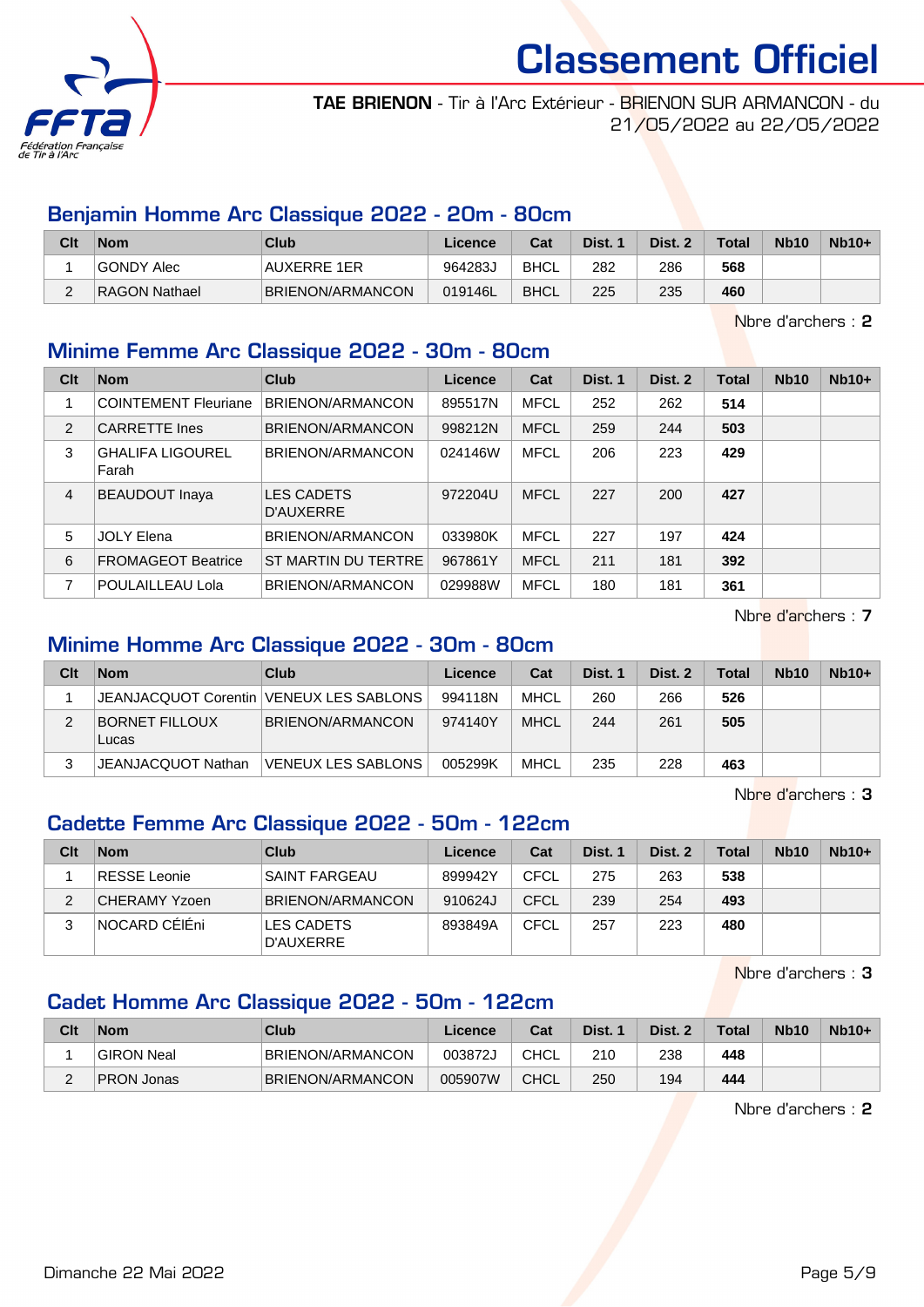# Classement Officiel

**TAE BRIENON** - Tir à l'Arc Extérieur - BRIENON SUR ARMANCON - du 21/05/2022 au 22/05/2022

## Benjamin Homme Arc Classique 2022 - 20m - 80cm

| Clt | Nom | Club | Licence | Cat | Dist. 1 | Dist. 2 | Total | Nb10 | Nb10+ |
|---|---|---|---|---|---|---|---|---|---|
| 1 | GONDY Alec | AUXERRE 1ER | 964283J | BHCL | 282 | 286 | **568** | | |
| 2 | RAGON Nathael | BRIENON/ARMANCON | 019146L | BHCL | 225 | 235 | **460** | | |

Nbre d'archers : **2**

## Minime Femme Arc Classique 2022 - 30m - 80cm

| Clt | Nom | Club | Licence | Cat | Dist. 1 | Dist. 2 | Total | Nb10 | Nb10+ |
|---|---|---|---|---|---|---|---|---|---|
| 1 | COINTEMENT Fleuriane | BRIENON/ARMANCON | 895517N | MFCL | 252 | 262 | **514** | | |
| 2 | CARRETTE Ines | BRIENON/ARMANCON | 998212N | MFCL | 259 | 244 | **503** | | |
| 3 | GHALIFA LIGOUREL Farah | BRIENON/ARMANCON | 024146W | MFCL | 206 | 223 | **429** | | |
| 4 | BEAUDOUT Inaya | LES CADETS D'AUXERRE | 972204U | MFCL | 227 | 200 | **427** | | |
| 5 | JOLY Elena | BRIENON/ARMANCON | 033980K | MFCL | 227 | 197 | **424** | | |
| 6 | FROMAGEOT Beatrice | ST MARTIN DU TERTRE | 967861Y | MFCL | 211 | 181 | **392** | | |
| 7 | POULAILLEAU Lola | BRIENON/ARMANCON | 029988W | MFCL | 180 | 181 | **361** | | |

Nbre d'archers : **7**

## Minime Homme Arc Classique 2022 - 30m - 80cm

| Clt | Nom | Club | Licence | Cat | Dist. 1 | Dist. 2 | Total | Nb10 | Nb10+ |
|---|---|---|---|---|---|---|---|---|---|
| 1 | JEANJACQUOT Corentin | VENEUX LES SABLONS | 994118N | MHCL | 260 | 266 | **526** | | |
| 2 | BORNET FILLOUX Lucas | BRIENON/ARMANCON | 974140Y | MHCL | 244 | 261 | **505** | | |
| 3 | JEANJACQUOT Nathan | VENEUX LES SABLONS | 005299K | MHCL | 235 | 228 | **463** | | |

Nbre d'archers : **3**

## Cadette Femme Arc Classique 2022 - 50m - 122cm

| Clt | Nom | Club | Licence | Cat | Dist. 1 | Dist. 2 | Total | Nb10 | Nb10+ |
|---|---|---|---|---|---|---|---|---|---|
| 1 | RESSE Leonie | SAINT FARGEAU | 899942Y | CFCL | 275 | 263 | **538** | | |
| 2 | CHERAMY Yzoen | BRIENON/ARMANCON | 910624J | CFCL | 239 | 254 | **493** | | |
| 3 | NOCARD CÉIÉni | LES CADETS D'AUXERRE | 893849A | CFCL | 257 | 223 | **480** | | |

Nbre d'archers : **3**

## Cadet Homme Arc Classique 2022 - 50m - 122cm

| Clt | Nom | Club | Licence | Cat | Dist. 1 | Dist. 2 | Total | Nb10 | Nb10+ |
|---|---|---|---|---|---|---|---|---|---|
| 1 | GIRON Neal | BRIENON/ARMANCON | 003872J | CHCL | 210 | 238 | **448** | | |
| 2 | PRON Jonas | BRIENON/ARMANCON | 005907W | CHCL | 250 | 194 | **444** | | |

Nbre d'archers : **2**

Dimanche 22 Mai 2022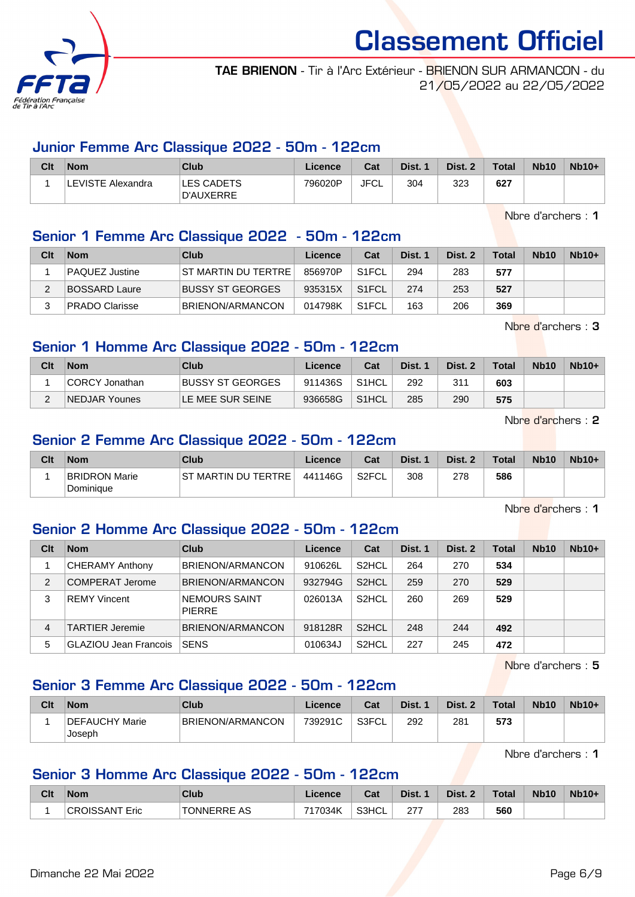# Classement Officiel

**TAE BRIENON** - Tir à l'Arc Extérieur - BRIENON SUR ARMANCON - du 21/05/2022 au 22/05/2022

## Junior Femme Arc Classique 2022 - 50m - 122cm

| Clt | Nom | Club | Licence | Cat | Dist. 1 | Dist. 2 | Total | Nb10 | Nb10+ |
|---|---|---|---|---|---|---|---|---|---|
| 1 | LEVISTE Alexandra | LES CADETS D'AUXERRE | 796020P | JFCL | 304 | 323 | **627** | | |

Nbre d'archers : **1**

## Senior 1 Femme Arc Classique 2022 - 50m - 122cm

| Clt | Nom | Club | Licence | Cat | Dist. 1 | Dist. 2 | Total | Nb10 | Nb10+ |
|---|---|---|---|---|---|---|---|---|---|
| 1 | PAQUEZ Justine | ST MARTIN DU TERTRE | 856970P | S1FCL | 294 | 283 | **577** | | |
| 2 | BOSSARD Laure | BUSSY ST GEORGES | 935315X | S1FCL | 274 | 253 | **527** | | |
| 3 | PRADO Clarisse | BRIENON/ARMANCON | 014798K | S1FCL | 163 | 206 | **369** | | |

Nbre d'archers : **3**

## Senior 1 Homme Arc Classique 2022 - 50m - 122cm

| Clt | Nom | Club | Licence | Cat | Dist. 1 | Dist. 2 | Total | Nb10 | Nb10+ |
|---|---|---|---|---|---|---|---|---|---|
| 1 | CORCY Jonathan | BUSSY ST GEORGES | 911436S | S1HCL | 292 | 311 | **603** | | |
| 2 | NEDJAR Younes | LE MEE SUR SEINE | 936658G | S1HCL | 285 | 290 | **575** | | |

Nbre d'archers : **2**

## Senior 2 Femme Arc Classique 2022 - 50m - 122cm

| Clt | Nom | Club | Licence | Cat | Dist. 1 | Dist. 2 | Total | Nb10 | Nb10+ |
|---|---|---|---|---|---|---|---|---|---|
| 1 | BRIDRON Marie Dominique | ST MARTIN DU TERTRE | 441146G | S2FCL | 308 | 278 | **586** | | |

Nbre d'archers : **1**

## Senior 2 Homme Arc Classique 2022 - 50m - 122cm

| Clt | Nom | Club | Licence | Cat | Dist. 1 | Dist. 2 | Total | Nb10 | Nb10+ |
|---|---|---|---|---|---|---|---|---|---|
| 1 | CHERAMY Anthony | BRIENON/ARMANCON | 910626L | S2HCL | 264 | 270 | **534** | | |
| 2 | COMPERAT Jerome | BRIENON/ARMANCON | 932794G | S2HCL | 259 | 270 | **529** | | |
| 3 | REMY Vincent | NEMOURS SAINT PIERRE | 026013A | S2HCL | 260 | 269 | **529** | | |
| 4 | TARTIER Jeremie | BRIENON/ARMANCON | 918128R | S2HCL | 248 | 244 | **492** | | |
| 5 | GLAZIOU Jean Francois | SENS | 010634J | S2HCL | 227 | 245 | **472** | | |

Nbre d'archers : **5**

## Senior 3 Femme Arc Classique 2022 - 50m - 122cm

| Clt | Nom | Club | Licence | Cat | Dist. 1 | Dist. 2 | Total | Nb10 | Nb10+ |
|---|---|---|---|---|---|---|---|---|---|
| 1 | DEFAUCHY Marie Joseph | BRIENON/ARMANCON | 739291C | S3FCL | 292 | 281 | **573** | | |

Nbre d'archers : **1**

## Senior 3 Homme Arc Classique 2022 - 50m - 122cm

| Clt | Nom | Club | Licence | Cat | Dist. 1 | Dist. 2 | Total | Nb10 | Nb10+ |
|---|---|---|---|---|---|---|---|---|---|
| 1 | CROISSANT Eric | TONNERRE AS | 717034K | S3HCL | 277 | 283 | **560** | | |

Dimanche 22 Mai 2022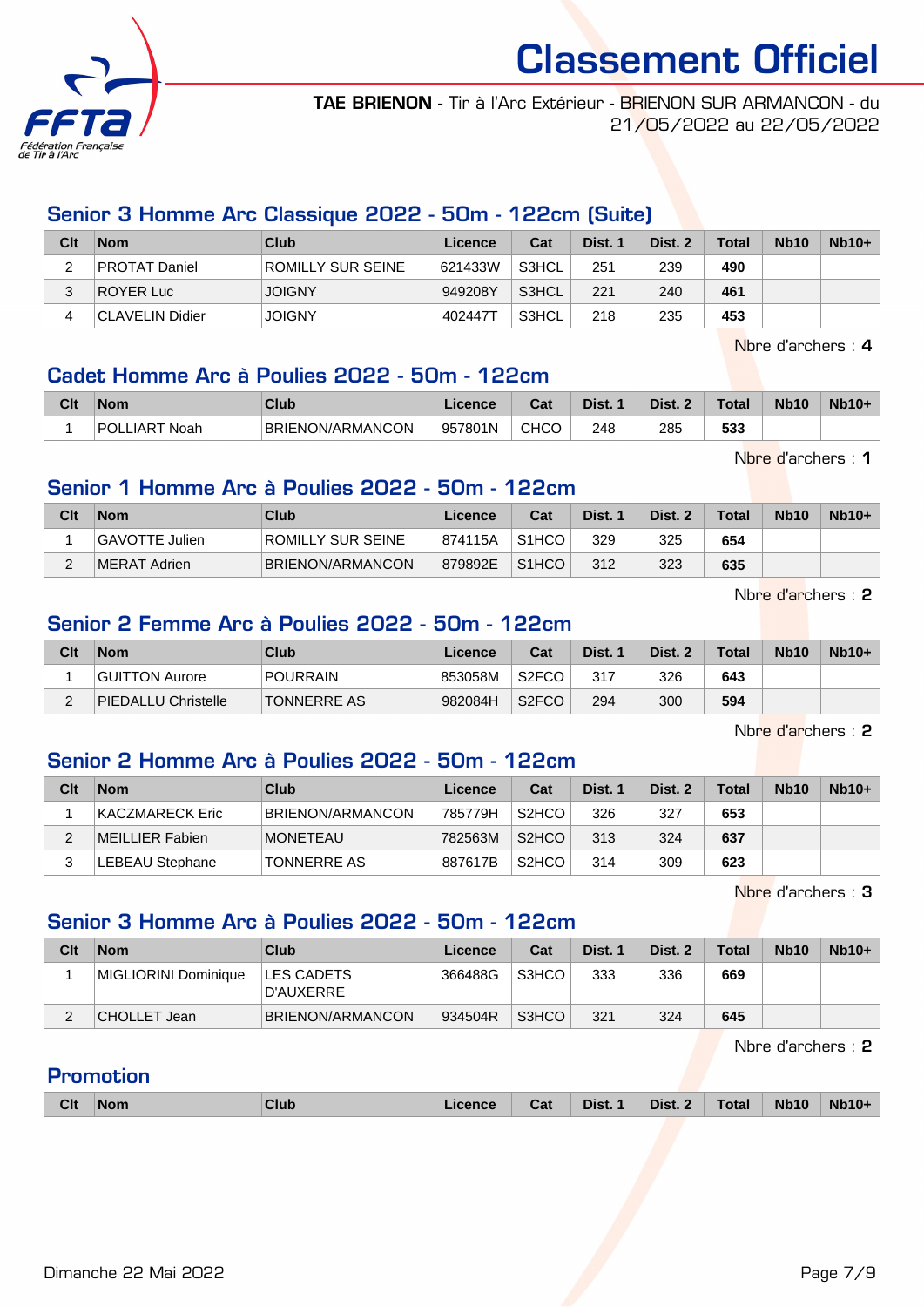# Classement Officiel

**TAE BRIENON** - Tir à l'Arc Extérieur - BRIENON SUR ARMANCON - du 21/05/2022 au 22/05/2022

## Senior 3 Homme Arc Classique 2022 - 50m - 122cm (Suite)

| Clt | Nom | Club | Licence | Cat | Dist. 1 | Dist. 2 | Total | Nb10 | Nb10+ |
|---|---|---|---|---|---|---|---|---|---|
| 2 | PROTAT Daniel | ROMILLY SUR SEINE | 621433W | S3HCL | 251 | 239 | **490** | | |
| 3 | ROYER Luc | JOIGNY | 949208Y | S3HCL | 221 | 240 | **461** | | |
| 4 | CLAVELIN Didier | JOIGNY | 402447T | S3HCL | 218 | 235 | **453** | | |

Nbre d'archers : **4**

## Cadet Homme Arc à Poulies 2022 - 50m - 122cm

| Clt | Nom | Club | Licence | Cat | Dist. 1 | Dist. 2 | Total | Nb10 | Nb10+ |
|---|---|---|---|---|---|---|---|---|---|
| 1 | POLLIART Noah | BRIENON/ARMANCON | 957801N | CHCO | 248 | 285 | **533** | | |

Nbre d'archers : **1**

## Senior 1 Homme Arc à Poulies 2022 - 50m - 122cm

| Clt | Nom | Club | Licence | Cat | Dist. 1 | Dist. 2 | Total | Nb10 | Nb10+ |
|---|---|---|---|---|---|---|---|---|---|
| 1 | GAVOTTE Julien | ROMILLY SUR SEINE | 874115A | S1HCO | 329 | 325 | **654** | | |
| 2 | MERAT Adrien | BRIENON/ARMANCON | 879892E | S1HCO | 312 | 323 | **635** | | |

Nbre d'archers : **2**

## Senior 2 Femme Arc à Poulies 2022 - 50m - 122cm

| Clt | Nom | Club | Licence | Cat | Dist. 1 | Dist. 2 | Total | Nb10 | Nb10+ |
|---|---|---|---|---|---|---|---|---|---|
| 1 | GUITTON Aurore | POURRAIN | 853058M | S2FCO | 317 | 326 | **643** | | |
| 2 | PIEDALLU Christelle | TONNERRE AS | 982084H | S2FCO | 294 | 300 | **594** | | |

Nbre d'archers : **2**

## Senior 2 Homme Arc à Poulies 2022 - 50m - 122cm

| Clt | Nom | Club | Licence | Cat | Dist. 1 | Dist. 2 | Total | Nb10 | Nb10+ |
|---|---|---|---|---|---|---|---|---|---|
| 1 | KACZMARECK Eric | BRIENON/ARMANCON | 785779H | S2HCO | 326 | 327 | **653** | | |
| 2 | MEILLIER Fabien | MONETEAU | 782563M | S2HCO | 313 | 324 | **637** | | |
| 3 | LEBEAU Stephane | TONNERRE AS | 887617B | S2HCO | 314 | 309 | **623** | | |

Nbre d'archers : **3**

## Senior 3 Homme Arc à Poulies 2022 - 50m - 122cm

| Clt | Nom | Club | Licence | Cat | Dist. 1 | Dist. 2 | Total | Nb10 | Nb10+ |
|---|---|---|---|---|---|---|---|---|---|
| 1 | MIGLIORINI Dominique | LES CADETS D'AUXERRE | 366488G | S3HCO | 333 | 336 | **669** | | |
| 2 | CHOLLET Jean | BRIENON/ARMANCON | 934504R | S3HCO | 321 | 324 | **645** | | |

Nbre d'archers : **2**

## Promotion

| Clt | Nom | Club | Licence | Cat | Dist. 1 | Dist. 2 | Total | Nb10 | Nb10+ |
|---|---|---|---|---|---|---|---|---|---|

Dimanche 22 Mai 2022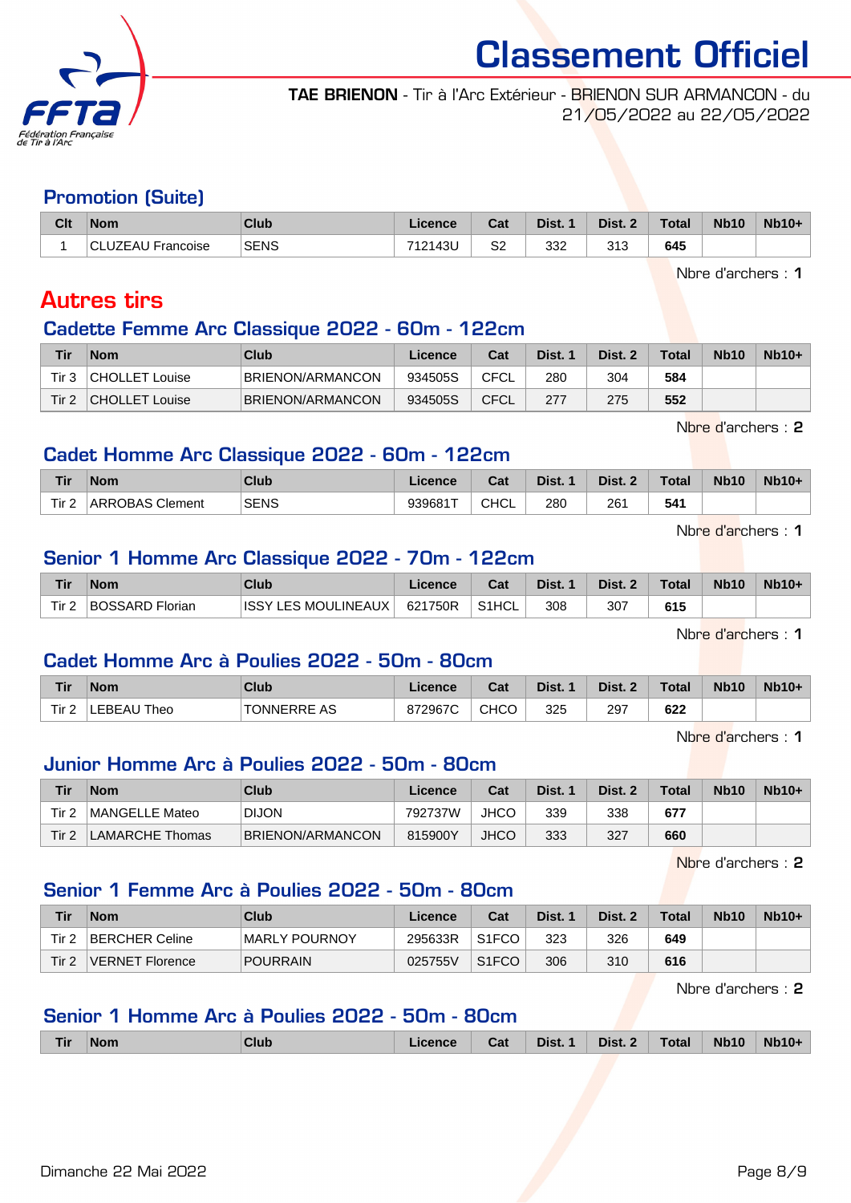# Classement Officiel

**TAE BRIENON** - Tir à l'Arc Extérieur - BRIENON SUR ARMANCON - du 21/05/2022 au 22/05/2022

## Promotion (Suite)

| Clt | Nom | Club | Licence | Cat | Dist. 1 | Dist. 2 | Total | Nb10 | Nb10+ |
|---|---|---|---|---|---|---|---|---|---|
| 1 | CLUZEAU Francoise | SENS | 712143U | S2 | 332 | 313 | **645** | | |

Nbre d'archers : **1**

# Autres tirs

## Cadette Femme Arc Classique 2022 - 60m - 122cm

| Tir | Nom | Club | Licence | Cat | Dist. 1 | Dist. 2 | Total | Nb10 | Nb10+ |
|---|---|---|---|---|---|---|---|---|---|
| Tir 3 | CHOLLET Louise | BRIENON/ARMANCON | 934505S | CFCL | 280 | 304 | **584** | | |
| Tir 2 | CHOLLET Louise | BRIENON/ARMANCON | 934505S | CFCL | 277 | 275 | **552** | | |

Nbre d'archers : **2**

## Cadet Homme Arc Classique 2022 - 60m - 122cm

| Tir | Nom | Club | Licence | Cat | Dist. 1 | Dist. 2 | Total | Nb10 | Nb10+ |
|---|---|---|---|---|---|---|---|---|---|
| Tir 2 | ARROBAS Clement | SENS | 939681T | CHCL | 280 | 261 | **541** | | |

Nbre d'archers : **1**

## Senior 1 Homme Arc Classique 2022 - 70m - 122cm

| Tir | Nom | Club | Licence | Cat | Dist. 1 | Dist. 2 | Total | Nb10 | Nb10+ |
|---|---|---|---|---|---|---|---|---|---|
| Tir 2 | BOSSARD Florian | ISSY LES MOULINEAUX | 621750R | S1HCL | 308 | 307 | **615** | | |

Nbre d'archers : **1**

## Cadet Homme Arc à Poulies 2022 - 50m - 80cm

| Tir | Nom | Club | Licence | Cat | Dist. 1 | Dist. 2 | Total | Nb10 | Nb10+ |
|---|---|---|---|---|---|---|---|---|---|
| Tir 2 | LEBEAU Theo | TONNERRE AS | 872967C | CHCO | 325 | 297 | **622** | | |

Nbre d'archers : **1**

## Junior Homme Arc à Poulies 2022 - 50m - 80cm

| Tir | Nom | Club | Licence | Cat | Dist. 1 | Dist. 2 | Total | Nb10 | Nb10+ |
|---|---|---|---|---|---|---|---|---|---|
| Tir 2 | MANGELLE Mateo | DIJON | 792737W | JHCO | 339 | 338 | **677** | | |
| Tir 2 | LAMARCHE Thomas | BRIENON/ARMANCON | 815900Y | JHCO | 333 | 327 | **660** | | |

Nbre d'archers : **2**

## Senior 1 Femme Arc à Poulies 2022 - 50m - 80cm

| Tir | Nom | Club | Licence | Cat | Dist. 1 | Dist. 2 | Total | Nb10 | Nb10+ |
|---|---|---|---|---|---|---|---|---|---|
| Tir 2 | BERCHER Celine | MARLY POURNOY | 295633R | S1FCO | 323 | 326 | **649** | | |
| Tir 2 | VERNET Florence | POURRAIN | 025755V | S1FCO | 306 | 310 | **616** | | |

Nbre d'archers : **2**

## Senior 1 Homme Arc à Poulies 2022 - 50m - 80cm

| Tir | Nom | Club | Licence | Cat | Dist. 1 | Dist. 2 | Total | Nb10 | Nb10+ |
|---|---|---|---|---|---|---|---|---|---|

Dimanche 22 Mai 2022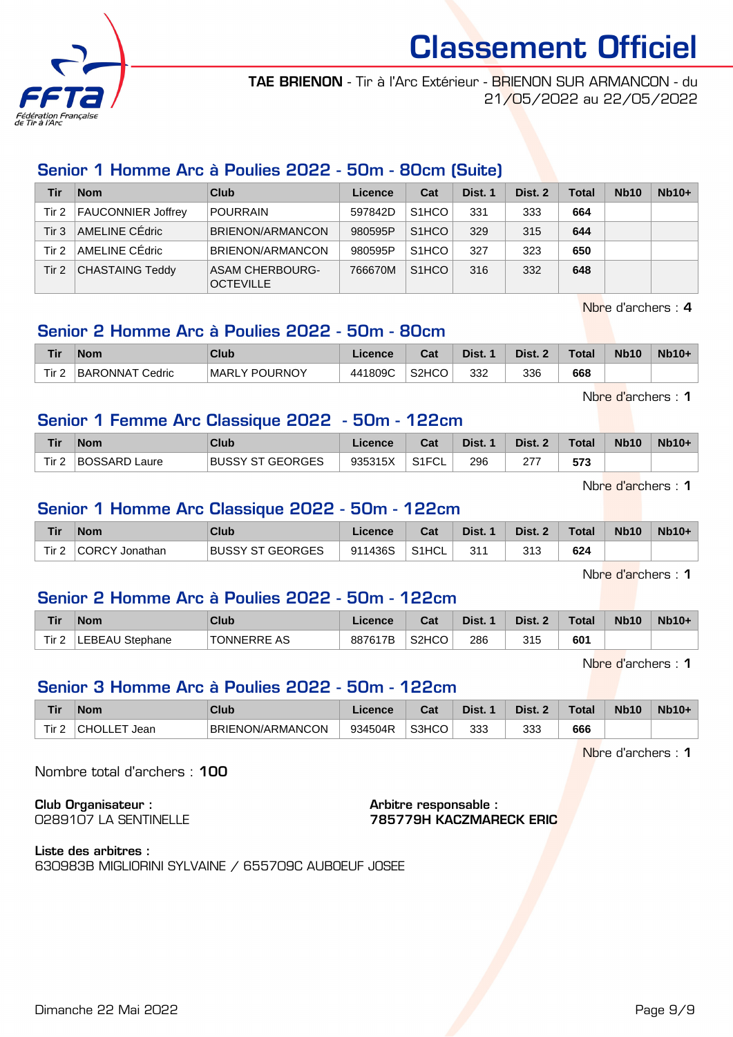# Classement Officiel

**TAE BRIENON** - Tir à l'Arc Extérieur - BRIENON SUR ARMANCON - du 21/05/2022 au 22/05/2022

## Senior 1 Homme Arc à Poulies 2022 - 50m - 80cm (Suite)

| Tir | Nom | Club | Licence | Cat | Dist. 1 | Dist. 2 | Total | Nb10 | Nb10+ |
|---|---|---|---|---|---|---|---|---|---|
| Tir 2 | FAUCONNIER Joffrey | POURRAIN | 597842D | S1HCO | 331 | 333 | **664** | | |
| Tir 3 | AMELINE CÉdric | BRIENON/ARMANCON | 980595P | S1HCO | 329 | 315 | **644** | | |
| Tir 2 | AMELINE CÉdric | BRIENON/ARMANCON | 980595P | S1HCO | 327 | 323 | **650** | | |
| Tir 2 | CHASTAING Teddy | ASAM CHERBOURG-OCTEVILLE | 766670M | S1HCO | 316 | 332 | **648** | | |

Nbre d'archers : **4**

## Senior 2 Homme Arc à Poulies 2022 - 50m - 80cm

| Tir | Nom | Club | Licence | Cat | Dist. 1 | Dist. 2 | Total | Nb10 | Nb10+ |
|---|---|---|---|---|---|---|---|---|---|
| Tir 2 | BARONNAT Cedric | MARLY POURNOY | 441809C | S2HCO | 332 | 336 | **668** | | |

Nbre d'archers : **1**

## Senior 1 Femme Arc Classique 2022 - 50m - 122cm

| Tir | Nom | Club | Licence | Cat | Dist. 1 | Dist. 2 | Total | Nb10 | Nb10+ |
|---|---|---|---|---|---|---|---|---|---|
| Tir 2 | BOSSARD Laure | BUSSY ST GEORGES | 935315X | S1FCL | 296 | 277 | **573** | | |

Nbre d'archers : **1**

## Senior 1 Homme Arc Classique 2022 - 50m - 122cm

| Tir | Nom | Club | Licence | Cat | Dist. 1 | Dist. 2 | Total | Nb10 | Nb10+ |
|---|---|---|---|---|---|---|---|---|---|
| Tir 2 | CORCY Jonathan | BUSSY ST GEORGES | 911436S | S1HCL | 311 | 313 | **624** | | |

Nbre d'archers : **1**

## Senior 2 Homme Arc à Poulies 2022 - 50m - 122cm

| Tir | Nom | Club | Licence | Cat | Dist. 1 | Dist. 2 | Total | Nb10 | Nb10+ |
|---|---|---|---|---|---|---|---|---|---|
| Tir 2 | LEBEAU Stephane | TONNERRE AS | 887617B | S2HCO | 286 | 315 | **601** | | |

Nbre d'archers : **1**

## Senior 3 Homme Arc à Poulies 2022 - 50m - 122cm

| Tir | Nom | Club | Licence | Cat | Dist. 1 | Dist. 2 | Total | Nb10 | Nb10+ |
|---|---|---|---|---|---|---|---|---|---|
| Tir 2 | CHOLLET Jean | BRIENON/ARMANCON | 934504R | S3HCO | 333 | 333 | **666** | | |

Nbre d'archers : **1**

Nombre total d'archers : **100**

**Club Organisateur :**
0289107 LA SENTINELLE

**Arbitre responsable :**
**785779H KACZMARECK ERIC**

**Liste des arbitres :**
630983B MIGLIORINI SYLVAINE / 655709C AUBOEUF JOSEE

Dimanche 22 Mai 2022